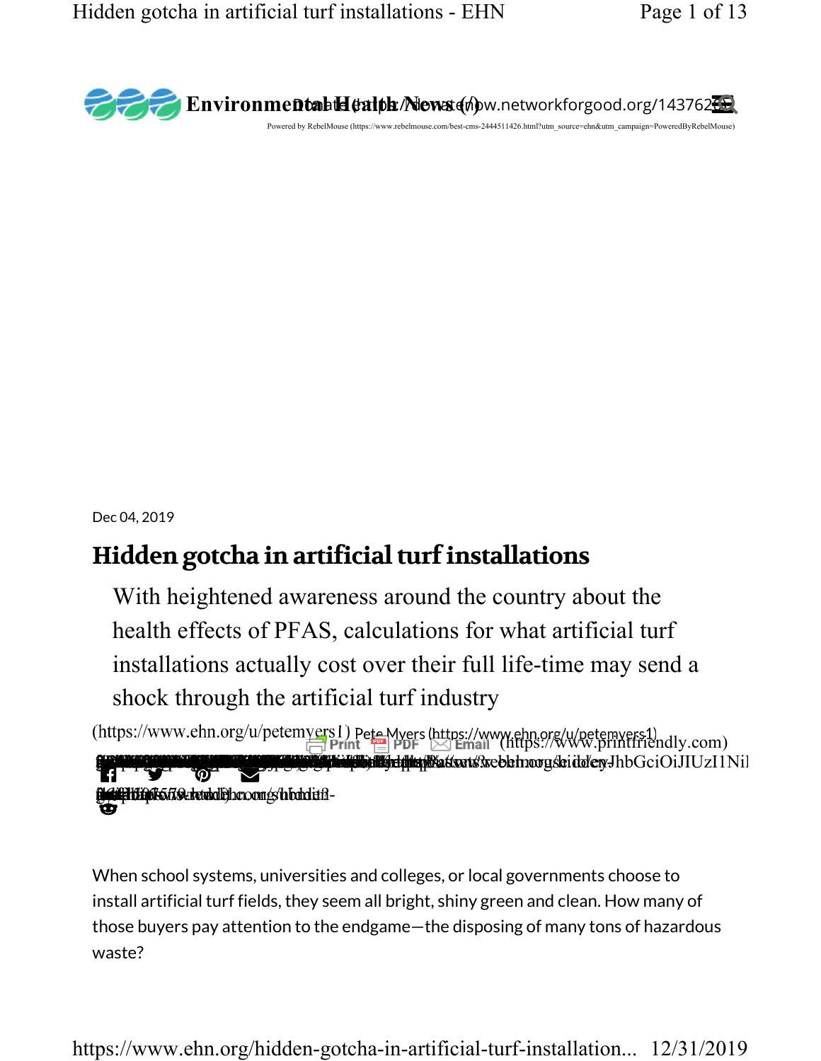Environmental Health News

Dec 04, 2019

# Hidden gotcha in artificial turf installations

With heightened awareness around the country about the health effects of PFAS, calculations for what artificial turf installations actually cost over their full life-time may send a shock through the artificial turf industry

Pete Myers (https://www.ehn.org/u/petemyers1)

When school systems, universities and colleges, or local governments choose to install artificial turf fields, they seem all bright, shiny green and clean. How many of those buyers pay attention to the endgame—the disposing of many tons of hazardous waste?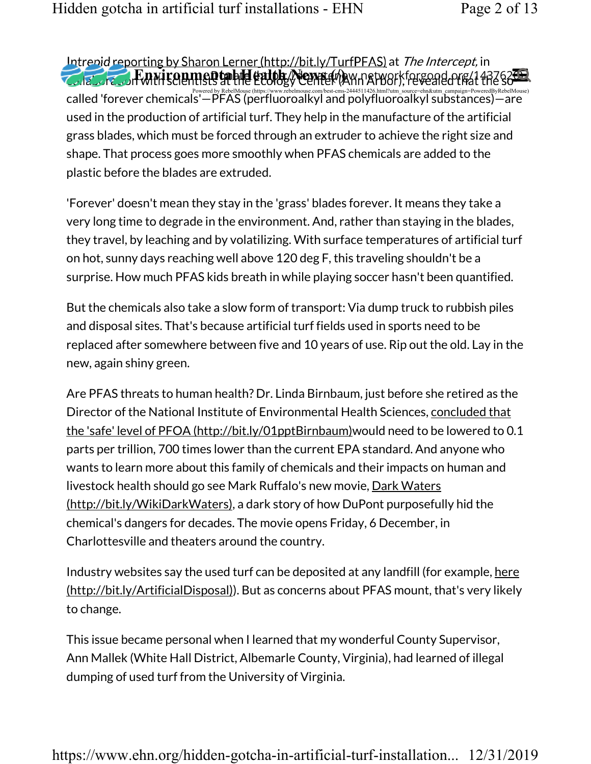Intrepid reporting by Sharon Lerner (http://bit.ly/TurfPFAS) at *The Intercept,* in collaboration with scientists at the Ecology Center (Ann Arbor), revealed that the so-called 'forever chemicals'—PFAS (perfluoroalkyl and polyfluoroalkyl substances)—are used in the production of artificial turf. They help in the manufacture of the artificial grass blades, which must be forced through an extruder to achieve the right size and shape. That process goes more smoothly when PFAS chemicals are added to the plastic before the blades are extruded.

'Forever' doesn't mean they stay in the 'grass' blades forever. It means they take a very long time to degrade in the environment. And, rather than staying in the blades, they travel, by leaching and by volatilizing. With surface temperatures of artificial turf on hot, sunny days reaching well above 120 deg F, this traveling shouldn't be a surprise. How much PFAS kids breath in while playing soccer hasn't been quantified.

But the chemicals also take a slow form of transport: Via dump truck to rubbish piles and disposal sites. That's because artificial turf fields used in sports need to be replaced after somewhere between five and 10 years of use. Rip out the old. Lay in the new, again shiny green.

Are PFAS threats to human health? Dr. Linda Birnbaum, just before she retired as the Director of the National Institute of Environmental Health Sciences, concluded that the 'safe' level of PFOA (http://bit.ly/01pptBirnbaum)would need to be lowered to 0.1 parts per trillion, 700 times lower than the current EPA standard. And anyone who wants to learn more about this family of chemicals and their impacts on human and livestock health should go see Mark Ruffalo's new movie, Dark Waters (http://bit.ly/WikiDarkWaters), a dark story of how DuPont purposefully hid the chemical's dangers for decades. The movie opens Friday, 6 December, in Charlottesville and theaters around the country.

Industry websites say the used turf can be deposited at any landfill (for example, here (http://bit.ly/ArtificialDisposal)). But as concerns about PFAS mount, that's very likely to change.

This issue became personal when I learned that my wonderful County Supervisor, Ann Mallek (White Hall District, Albemarle County, Virginia), had learned of illegal dumping of used turf from the University of Virginia.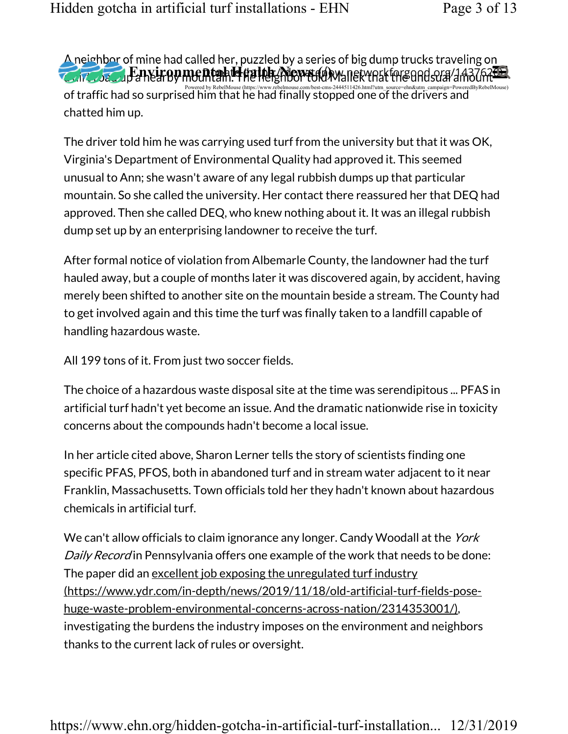A neighbor of mine had called her, puzzled by a series of big dump trucks traveling on a dirt road up a nearby mountain. The neighbor told Mallek that the unusual amount of traffic had so surprised him that he had finally stopped one of the drivers and chatted him up.

The driver told him he was carrying used turf from the university but that it was OK, Virginia's Department of Environmental Quality had approved it. This seemed unusual to Ann; she wasn't aware of any legal rubbish dumps up that particular mountain. So she called the university. Her contact there reassured her that DEQ had approved. Then she called DEQ, who knew nothing about it. It was an illegal rubbish dump set up by an enterprising landowner to receive the turf.

After formal notice of violation from Albemarle County, the landowner had the turf hauled away, but a couple of months later it was discovered again, by accident, having merely been shifted to another site on the mountain beside a stream. The County had to get involved again and this time the turf was finally taken to a landfill capable of handling hazardous waste.

All 199 tons of it. From just two soccer fields.

The choice of a hazardous waste disposal site at the time was serendipitous ... PFAS in artificial turf hadn't yet become an issue. And the dramatic nationwide rise in toxicity concerns about the compounds hadn't become a local issue.

In her article cited above, Sharon Lerner tells the story of scientists finding one specific PFAS, PFOS, both in abandoned turf and in stream water adjacent to it near Franklin, Massachusetts. Town officials told her they hadn't known about hazardous chemicals in artificial turf.

We can't allow officials to claim ignorance any longer. Candy Woodall at the *York Daily Record* in Pennsylvania offers one example of the work that needs to be done: The paper did an excellent job exposing the unregulated turf industry (https://www.ydr.com/in-depth/news/2019/11/18/old-artificial-turf-fields-pose-huge-waste-problem-environmental-concerns-across-nation/2314353001/), investigating the burdens the industry imposes on the environment and neighbors thanks to the current lack of rules or oversight.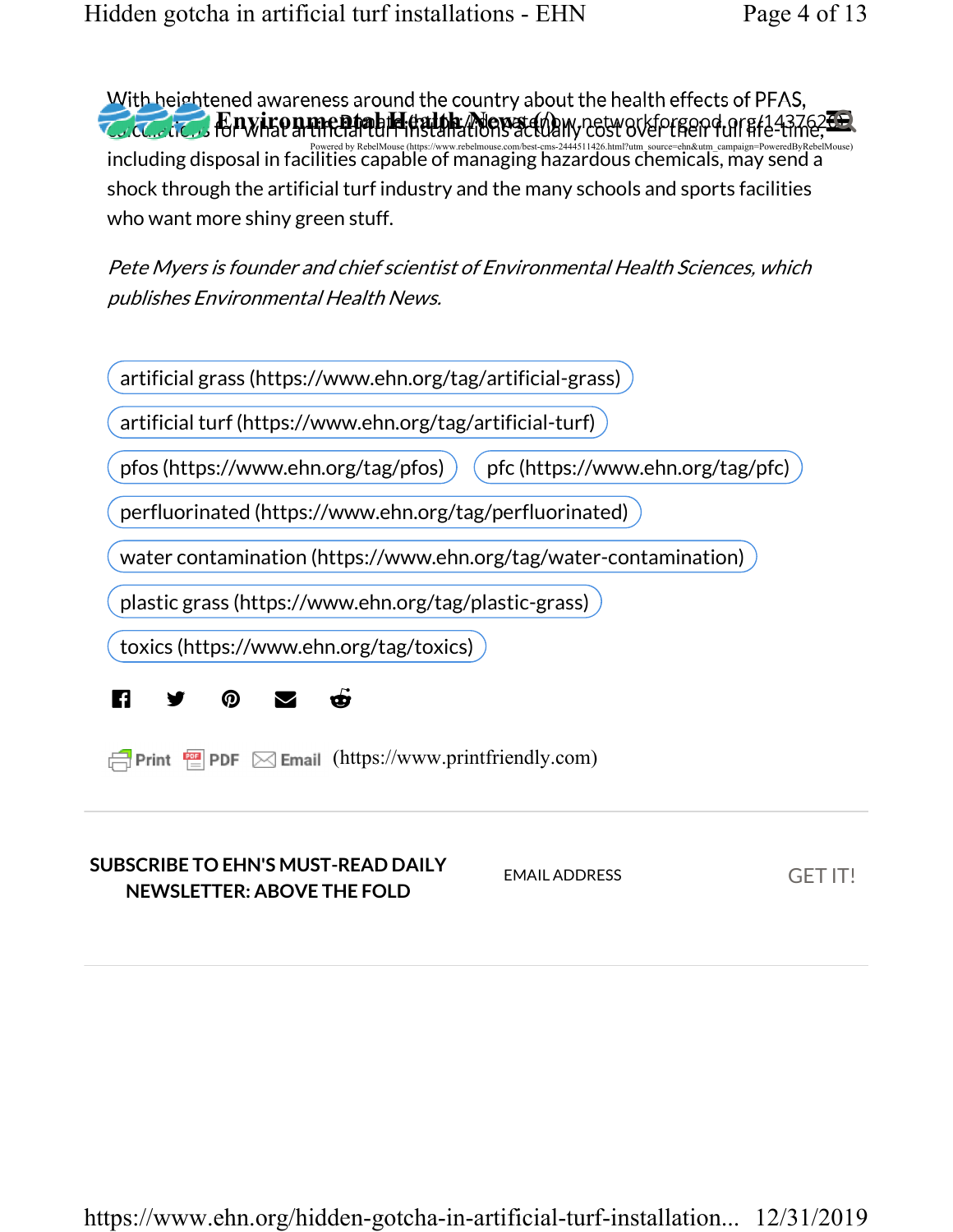With heightened awareness around the country about the health effects of PFAS, calculations for what artificial turf installations actually cost over their full life-time, including disposal in facilities capable of managing hazardous chemicals, may send a shock through the artificial turf industry and the many schools and sports facilities who want more shiny green stuff.

*Pete Myers is founder and chief scientist of Environmental Health Sciences, which publishes Environmental Health News.*

artificial grass (https://www.ehn.org/tag/artificial-grass)

artificial turf (https://www.ehn.org/tag/artificial-turf)

pfos (https://www.ehn.org/tag/pfos)

pfc (https://www.ehn.org/tag/pfc)

perfluorinated (https://www.ehn.org/tag/perfluorinated)

water contamination (https://www.ehn.org/tag/water-contamination)

plastic grass (https://www.ehn.org/tag/plastic-grass)

toxics (https://www.ehn.org/tag/toxics)

Print PDF Email (https://www.printfriendly.com)

**SUBSCRIBE TO EHN'S MUST-READ DAILY NEWSLETTER: ABOVE THE FOLD**

EMAIL ADDRESS

GET IT!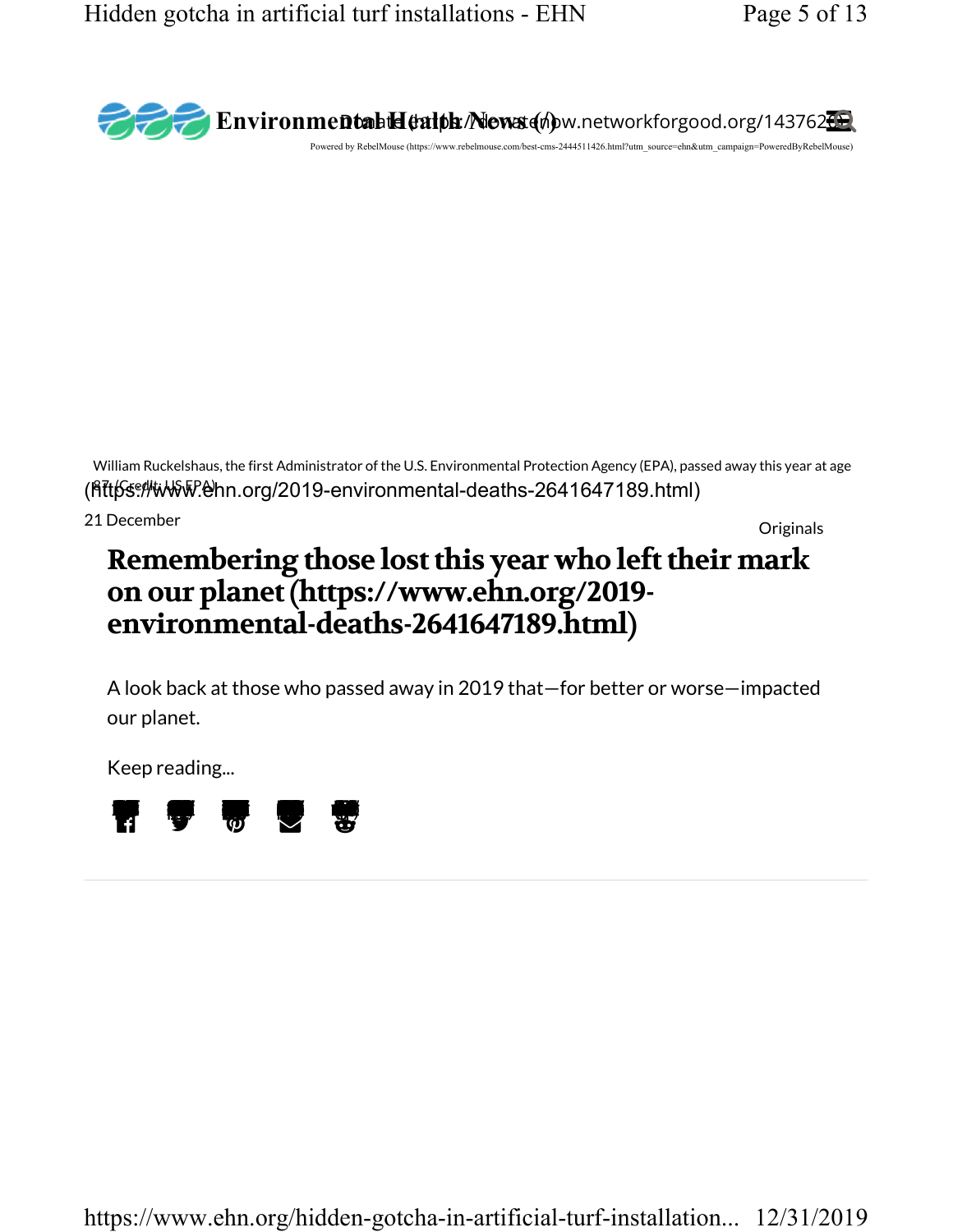Environmental Health News (/) Donate (https://www.networkforgood.org/143762...)

Powered by RebelMouse (https://www.rebelmouse.com/best-cms-2444511426.html?utm_source=ehn&utm_campaign=PoweredByRebelMouse)

William Ruckelshaus, the first Administrator of the U.S. Environmental Protection Agency (EPA), passed away this year at age 87. (Credit: US EPA)

(https://www.ehn.org/2019-environmental-deaths-2641647189.html)

21 December

Originals

## Remembering those lost this year who left their mark on our planet (https://www.ehn.org/2019-environmental-deaths-2641647189.html)

A look back at those who passed away in 2019 that—for better or worse—impacted our planet.

Keep reading...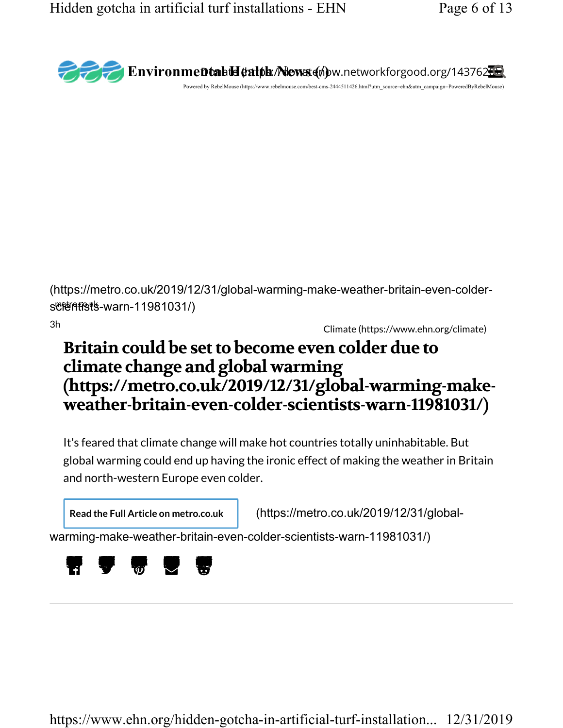Environmental Health News (/) Donate (https://www.networkforgood.org/143762...)

Powered by RebelMouse (https://www.rebelmouse.com/best-cms-2444511426.html?utm_source=ehn&utm_campaign=PoweredByRebelMouse)

(https://metro.co.uk/2019/12/31/global-warming-make-weather-britain-even-colder-scientists-warn-11981031/)

metro.co.uk

3h

Climate (https://www.ehn.org/climate)

## Britain could be set to become even colder due to climate change and global warming (https://metro.co.uk/2019/12/31/global-warming-make-weather-britain-even-colder-scientists-warn-11981031/)

It's feared that climate change will make hot countries totally uninhabitable. But global warming could end up having the ironic effect of making the weather in Britain and north-western Europe even colder.

**Read the Full Article on metro.co.uk** (https://metro.co.uk/2019/12/31/global-warming-make-weather-britain-even-colder-scientists-warn-11981031/)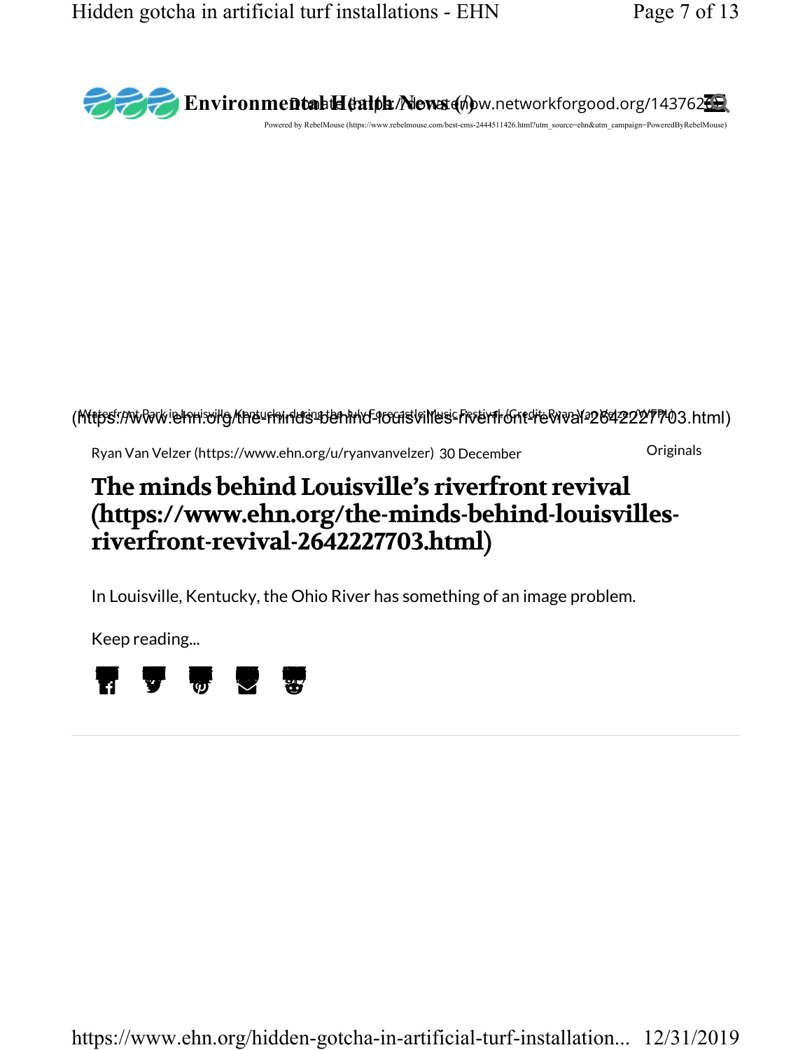Environmental Health News (/) Donate (https://donatenow.networkforgood.org/1437623)

Powered by RebelMouse (https://www.rebelmouse.com/best-cms-2444511426.html?utm_source=ehn&utm_campaign=PoweredByRebelMouse)

(https://www.ehn.org/the-minds-behind-louisvilles-riverfront-revival-2642227703.html)

Waterfront Park in Louisville, Kentucky, during the July Forecastle Music Festival. (Credit: Ryan Van Velzer/WFPL)

Ryan Van Velzer (https://www.ehn.org/u/ryanvanvelzer) 30 December

Originals

# The minds behind Louisville's riverfront revival (https://www.ehn.org/the-minds-behind-louisvilles-riverfront-revival-2642227703.html)

In Louisville, Kentucky, the Ohio River has something of an image problem.

Keep reading...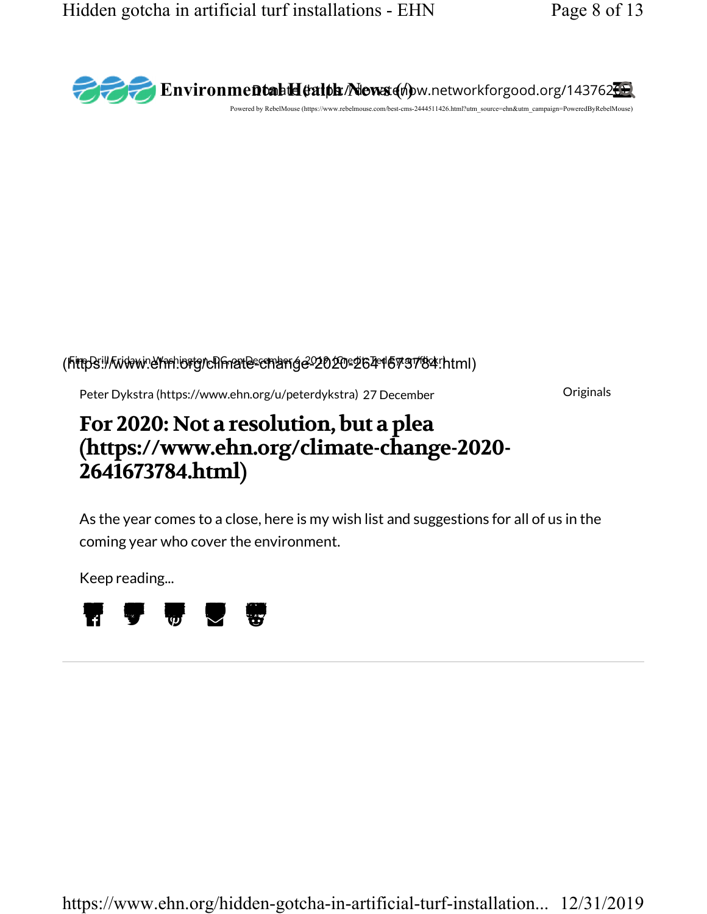Environmental Health News (/) Donate (https://www.networkforgood.org/14376250)

Powered by RebelMouse (https://www.rebelmouse.com/best-cms-2444511426.html?utm_source=ehn&utm_campaign=PoweredByRebelMouse)

(https://www.ehn.org/climate-change-2020-2641673784.html)

Fire Drill Friday in Washington, DC on December 6, 2019 (Credit: Ted Eytan/flickr)

Peter Dykstra (https://www.ehn.org/u/peterdykstra) 27 December

Originals

## For 2020: Not a resolution, but a plea (https://www.ehn.org/climate-change-2020-2641673784.html)

As the year comes to a close, here is my wish list and suggestions for all of us in the coming year who cover the environment.

Keep reading...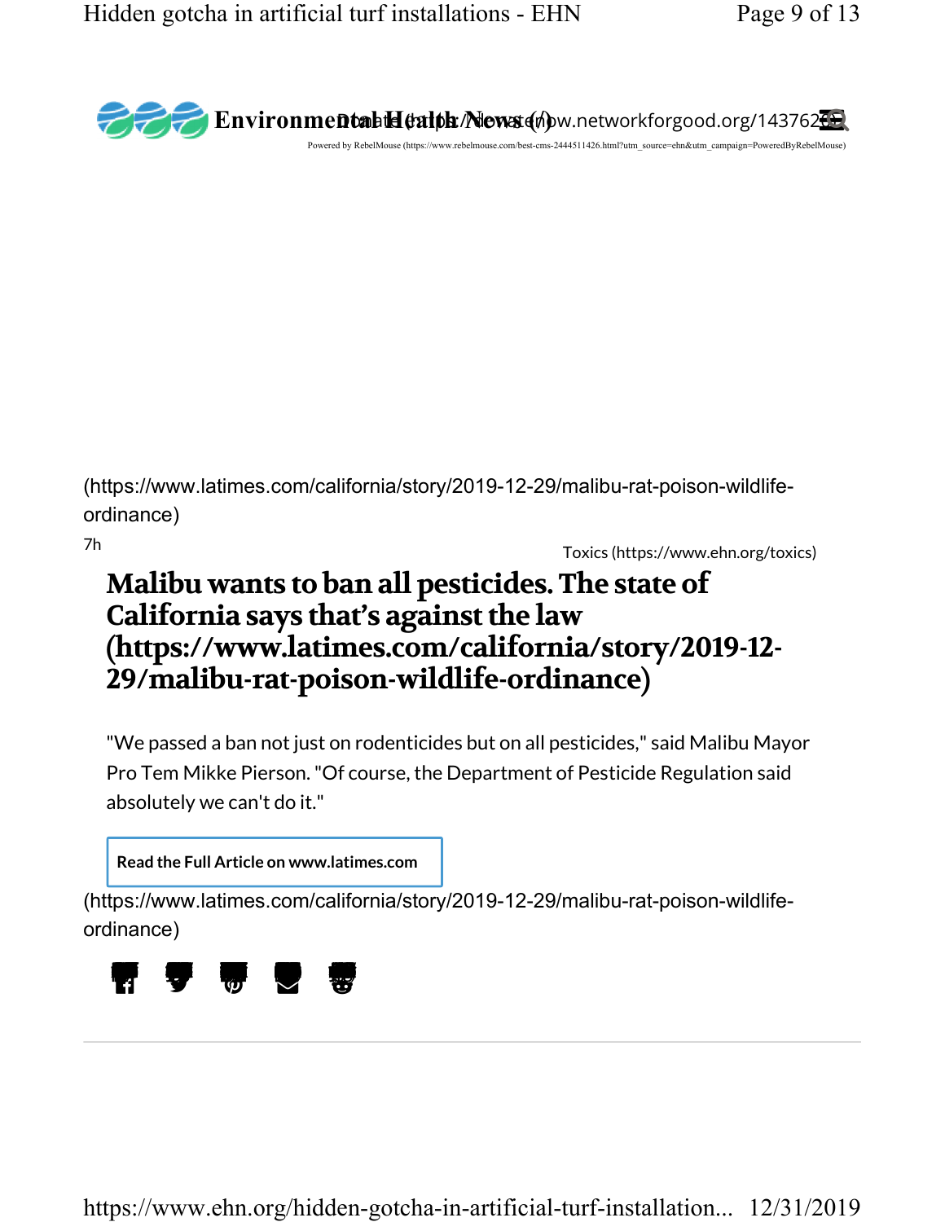Environmental Health News (/) Donate (https://www.networkforgood.org/143762...)

Powered by RebelMouse (https://www.rebelmouse.com/best-cms-2444511426.html?utm_source=ehn&utm_campaign=PoweredByRebelMouse)

(https://www.latimes.com/california/story/2019-12-29/malibu-rat-poison-wildlife-ordinance)

7h

Toxics (https://www.ehn.org/toxics)

## Malibu wants to ban all pesticides. The state of California says that's against the law (https://www.latimes.com/california/story/2019-12-29/malibu-rat-poison-wildlife-ordinance)

"We passed a ban not just on rodenticides but on all pesticides," said Malibu Mayor Pro Tem Mikke Pierson. "Of course, the Department of Pesticide Regulation said absolutely we can't do it."

**Read the Full Article on www.latimes.com**

(https://www.latimes.com/california/story/2019-12-29/malibu-rat-poison-wildlife-ordinance)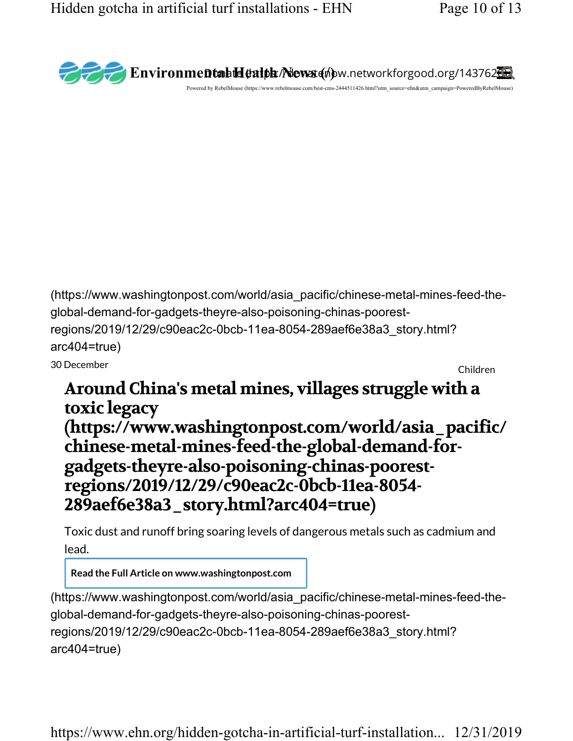(https://www.washingtonpost.com/world/asia_pacific/chinese-metal-mines-feed-the-global-demand-for-gadgets-theyre-also-poisoning-chinas-poorest-regions/2019/12/29/c90eac2c-0bcb-11ea-8054-289aef6e38a3_story.html?arc404=true)

30 December

Children

## Around China's metal mines, villages struggle with a toxic legacy (https://www.washingtonpost.com/world/asia_pacific/chinese-metal-mines-feed-the-global-demand-for-gadgets-theyre-also-poisoning-chinas-poorest-regions/2019/12/29/c90eac2c-0bcb-11ea-8054-289aef6e38a3_story.html?arc404=true)

Toxic dust and runoff bring soaring levels of dangerous metals such as cadmium and lead.

**Read the Full Article on www.washingtonpost.com**

(https://www.washingtonpost.com/world/asia_pacific/chinese-metal-mines-feed-the-global-demand-for-gadgets-theyre-also-poisoning-chinas-poorest-regions/2019/12/29/c90eac2c-0bcb-11ea-8054-289aef6e38a3_story.html?arc404=true)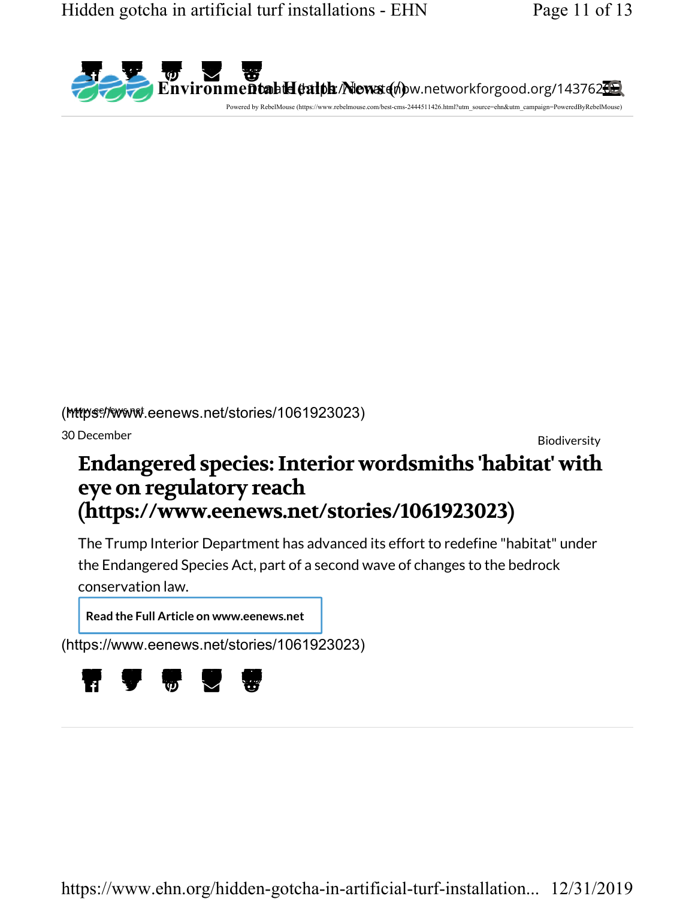Environmental Health News (/) Donate (https://www.networkforgood.org/143762)

Powered by RebelMouse (https://www.rebelmouse.com/best-cms-2444511426.html?utm_source=ehn&utm_campaign=PoweredByRebelMouse)

(https://www.eenews.net/stories/1061923023)

30 December

Biodiversity

## Endangered species: Interior wordsmiths 'habitat' with eye on regulatory reach (https://www.eenews.net/stories/1061923023)

The Trump Interior Department has advanced its effort to redefine "habitat" under the Endangered Species Act, part of a second wave of changes to the bedrock conservation law.

**Read the Full Article on www.eenews.net**

(https://www.eenews.net/stories/1061923023)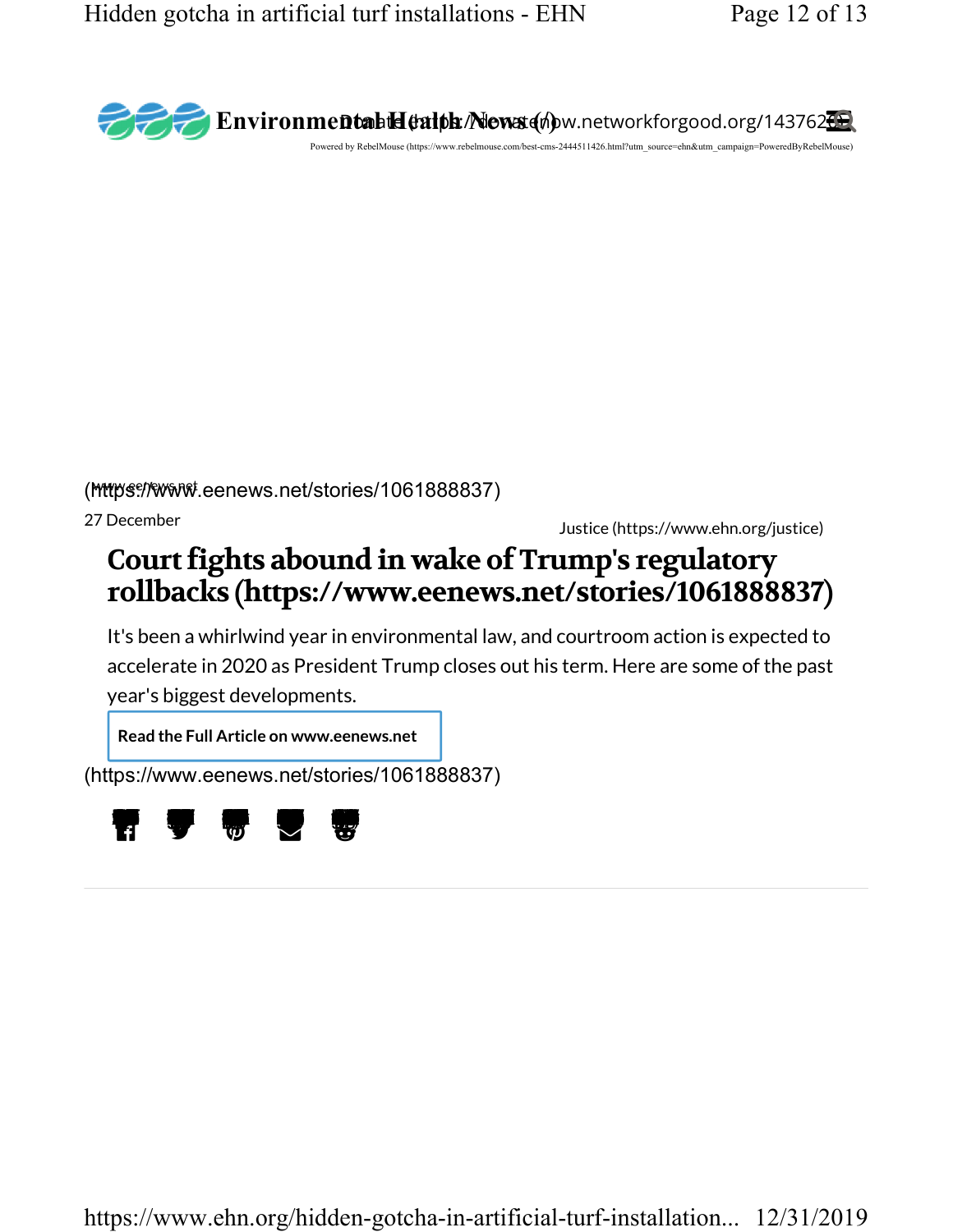Environmental Health News (/) Donate (https://donatenow.networkforgood.org/1437620)

Powered by RebelMouse (https://www.rebelmouse.com/best-cms-2444511426.html?utm_source=ehn&utm_campaign=PoweredByRebelMouse)

(https://www.eenews.net/stories/1061888837)

27 December

Justice (https://www.ehn.org/justice)

## Court fights abound in wake of Trump's regulatory rollbacks (https://www.eenews.net/stories/1061888837)

It's been a whirlwind year in environmental law, and courtroom action is expected to accelerate in 2020 as President Trump closes out his term. Here are some of the past year's biggest developments.

**Read the Full Article on www.eenews.net**

(https://www.eenews.net/stories/1061888837)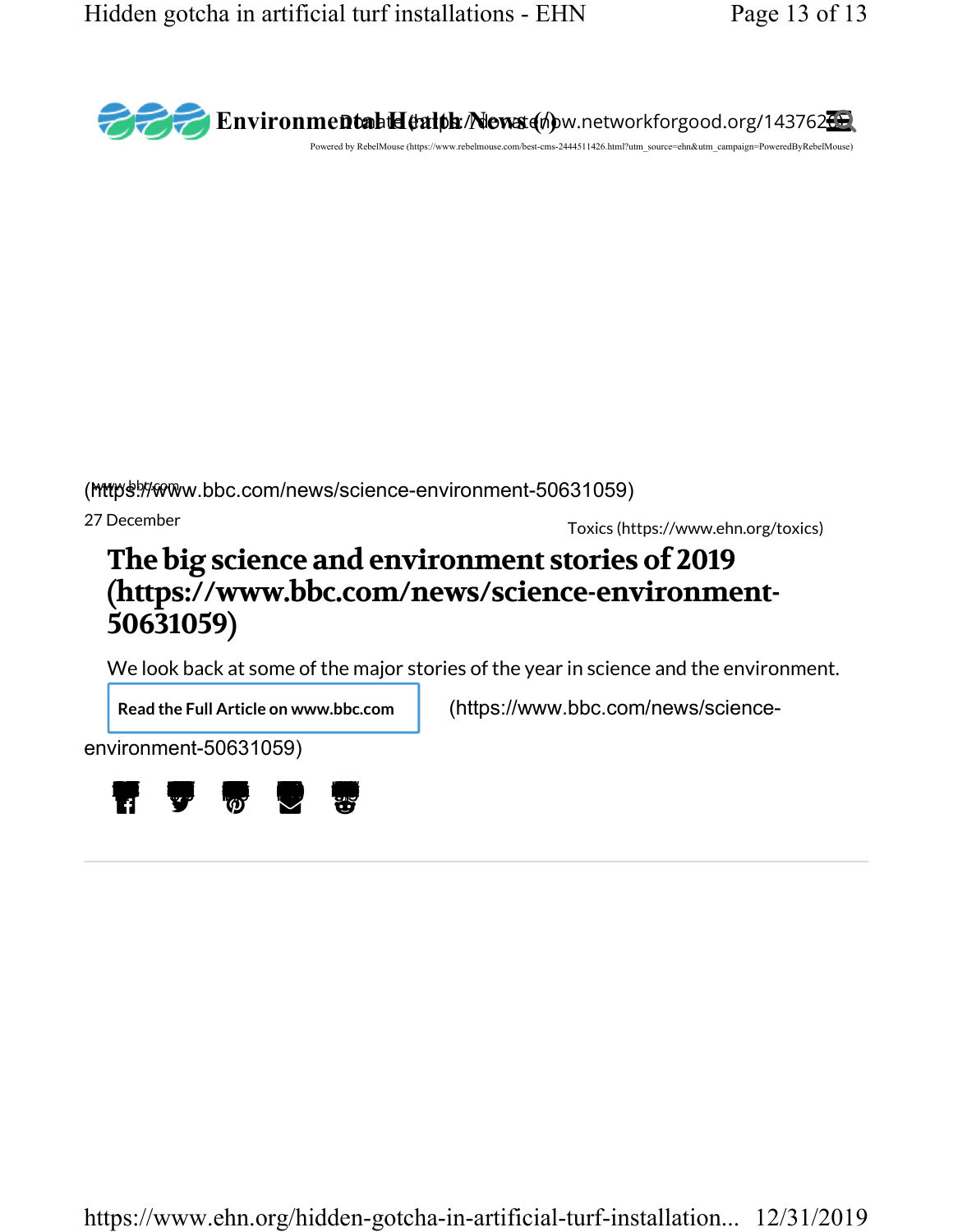Environmental Health News (/) Donate (https://www.networkforgood.org/143762...)

Powered by RebelMouse (https://www.rebelmouse.com/best-cms-2444511426.html?utm_source=ehn&utm_campaign=PoweredByRebelMouse)

www.bbc.com (https://www.bbc.com/news/science-environment-50631059)

27 December

Toxics (https://www.ehn.org/toxics)

## The big science and environment stories of 2019 (https://www.bbc.com/news/science-environment-50631059)

We look back at some of the major stories of the year in science and the environment.

**Read the Full Article on www.bbc.com** (https://www.bbc.com/news/science-environment-50631059)